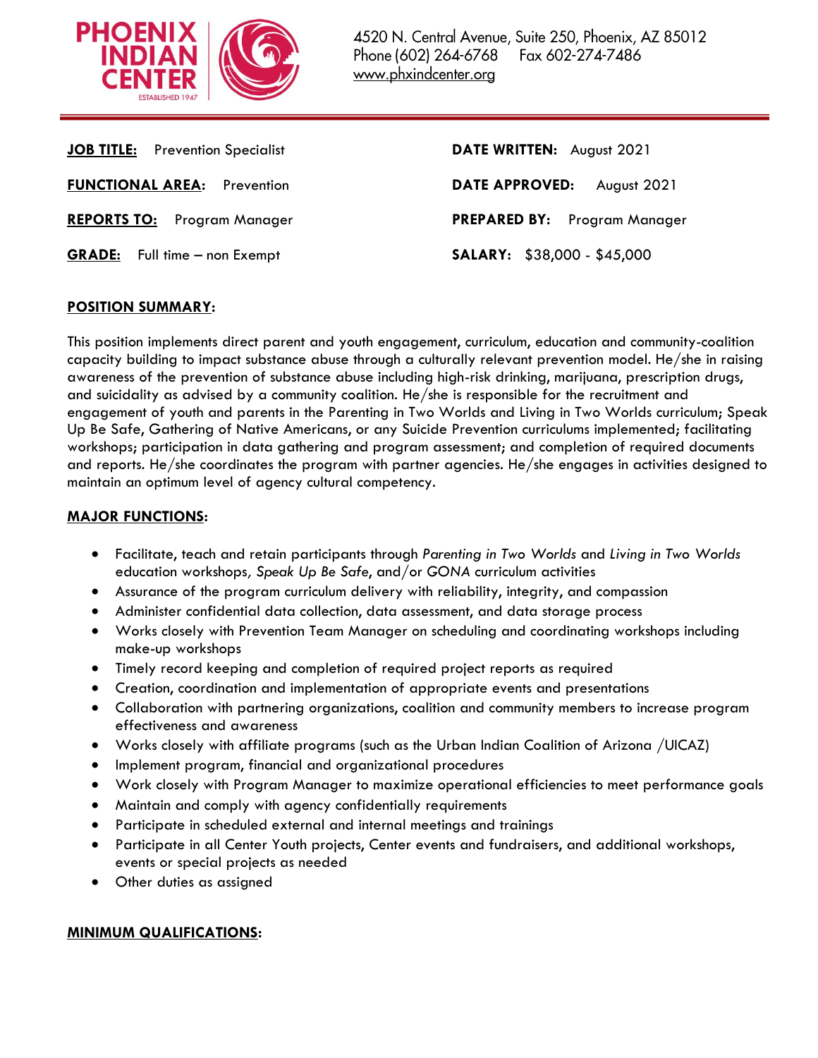**PHOENIX INDIAN CENTER**
ESTABLISHED 1947

4520 N. Central Avenue, Suite 250, Phoenix, AZ 85012
Phone (602) 264-6768 Fax 602-274-7486
www.phxindcenter.org

| | |
|---|---|
| **JOB TITLE:** Prevention Specialist | **DATE WRITTEN:** August 2021 |
| **FUNCTIONAL AREA:** Prevention | **DATE APPROVED:** August 2021 |
| **REPORTS TO:** Program Manager | **PREPARED BY:** Program Manager |
| **GRADE:** Full time – non Exempt | **SALARY:** $38,000 - $45,000 |

## POSITION SUMMARY:

This position implements direct parent and youth engagement, curriculum, education and community-coalition capacity building to impact substance abuse through a culturally relevant prevention model. He/she in raising awareness of the prevention of substance abuse including high-risk drinking, marijuana, prescription drugs, and suicidality as advised by a community coalition. He/she is responsible for the recruitment and engagement of youth and parents in the Parenting in Two Worlds and Living in Two Worlds curriculum; Speak Up Be Safe, Gathering of Native Americans, or any Suicide Prevention curriculums implemented; facilitating workshops; participation in data gathering and program assessment; and completion of required documents and reports. He/she coordinates the program with partner agencies. He/she engages in activities designed to maintain an optimum level of agency cultural competency.

## MAJOR FUNCTIONS:

- Facilitate, teach and retain participants through *Parenting in Two Worlds* and *Living in Two Worlds* education workshops*, Speak Up Be Safe*, and/or *GONA* curriculum activities
- Assurance of the program curriculum delivery with reliability, integrity, and compassion
- Administer confidential data collection, data assessment, and data storage process
- Works closely with Prevention Team Manager on scheduling and coordinating workshops including make-up workshops
- Timely record keeping and completion of required project reports as required
- Creation, coordination and implementation of appropriate events and presentations
- Collaboration with partnering organizations, coalition and community members to increase program effectiveness and awareness
- Works closely with affiliate programs (such as the Urban Indian Coalition of Arizona /UICAZ)
- Implement program, financial and organizational procedures
- Work closely with Program Manager to maximize operational efficiencies to meet performance goals
- Maintain and comply with agency confidentially requirements
- Participate in scheduled external and internal meetings and trainings
- Participate in all Center Youth projects, Center events and fundraisers, and additional workshops, events or special projects as needed
- Other duties as assigned

## MINIMUM QUALIFICATIONS: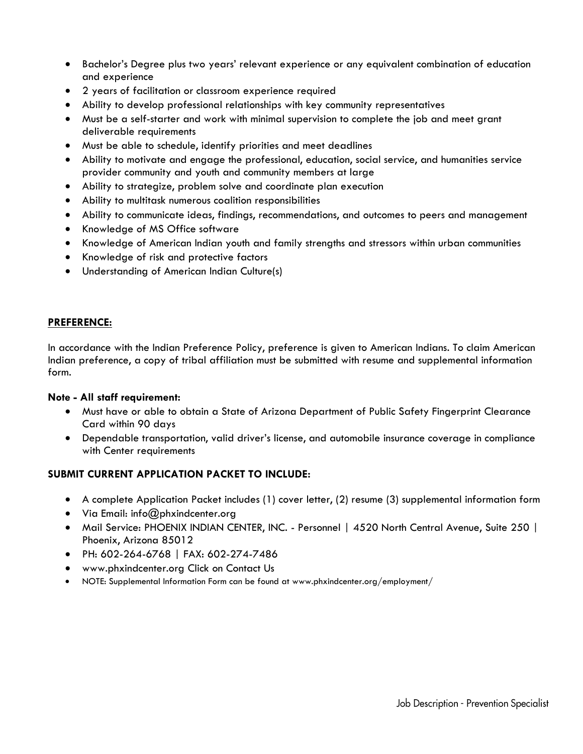- Bachelor's Degree plus two years' relevant experience or any equivalent combination of education and experience
- 2 years of facilitation or classroom experience required
- Ability to develop professional relationships with key community representatives
- Must be a self-starter and work with minimal supervision to complete the job and meet grant deliverable requirements
- Must be able to schedule, identify priorities and meet deadlines
- Ability to motivate and engage the professional, education, social service, and humanities service provider community and youth and community members at large
- Ability to strategize, problem solve and coordinate plan execution
- Ability to multitask numerous coalition responsibilities
- Ability to communicate ideas, findings, recommendations, and outcomes to peers and management
- Knowledge of MS Office software
- Knowledge of American Indian youth and family strengths and stressors within urban communities
- Knowledge of risk and protective factors
- Understanding of American Indian Culture(s)

## PREFERENCE:

In accordance with the Indian Preference Policy, preference is given to American Indians. To claim American Indian preference, a copy of tribal affiliation must be submitted with resume and supplemental information form.

**Note - All staff requirement:**

- Must have or able to obtain a State of Arizona Department of Public Safety Fingerprint Clearance Card within 90 days
- Dependable transportation, valid driver's license, and automobile insurance coverage in compliance with Center requirements

## SUBMIT CURRENT APPLICATION PACKET TO INCLUDE:

- A complete Application Packet includes (1) cover letter, (2) resume (3) supplemental information form
- Via Email: info@phxindcenter.org
- Mail Service: PHOENIX INDIAN CENTER, INC. - Personnel | 4520 North Central Avenue, Suite 250 | Phoenix, Arizona 85012
- PH: 602-264-6768 | FAX: 602-274-7486
- www.phxindcenter.org Click on Contact Us
- NOTE: Supplemental Information Form can be found at www.phxindcenter.org/employment/